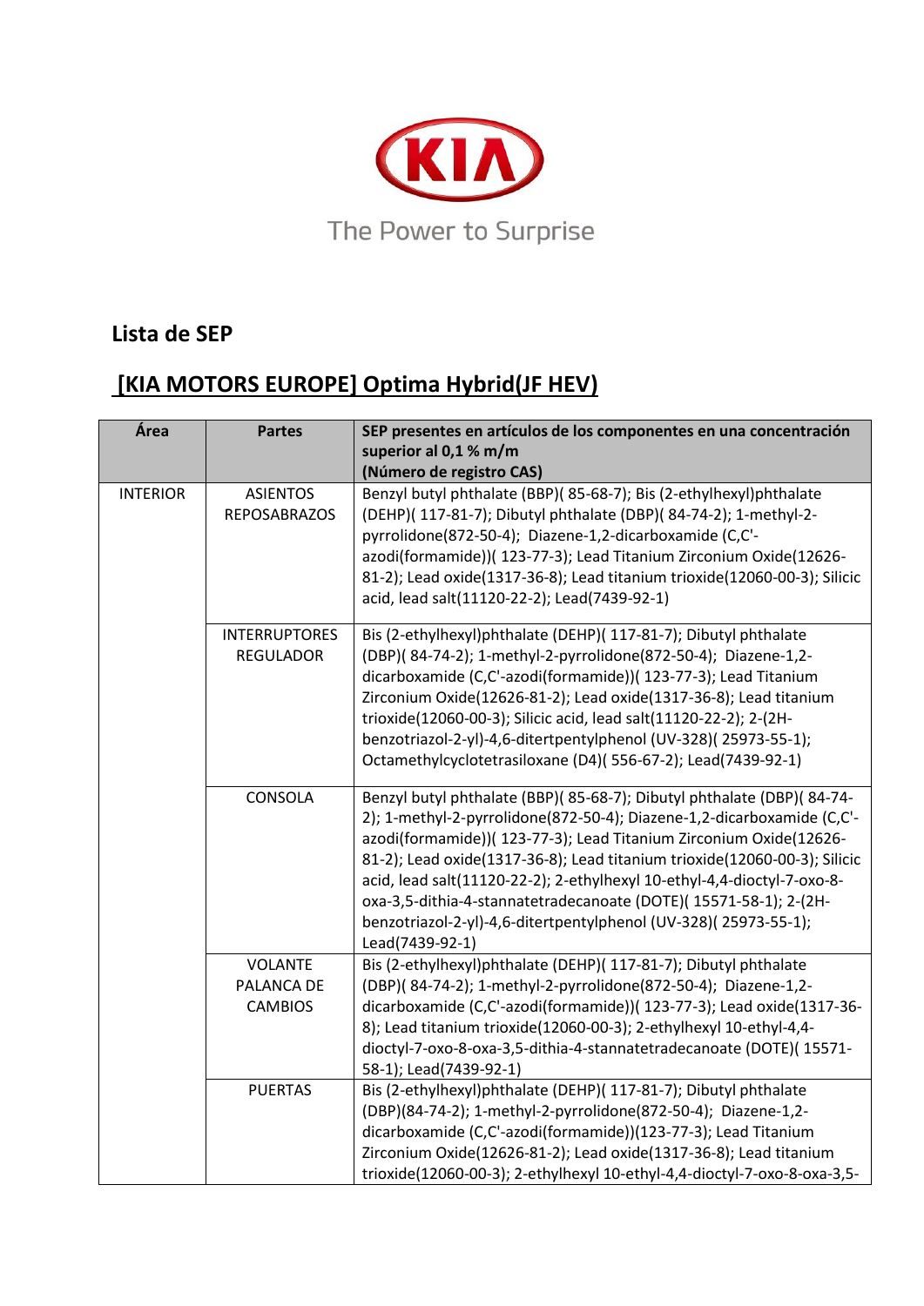KIA

The Power to Surprise

## Lista de SEP

## [KIA MOTORS EUROPE] Optima Hybrid(JF HEV)

| Área | Partes | SEP presentes en artículos de los componentes en una concentración superior al 0,1 % m/m (Número de registro CAS) |
|---|---|---|
| INTERIOR | ASIENTOS REPOSABRAZOS | Benzyl butyl phthalate (BBP)( 85-68-7); Bis (2-ethylhexyl)phthalate (DEHP)( 117-81-7); Dibutyl phthalate (DBP)( 84-74-2); 1-methyl-2-pyrrolidone(872-50-4); Diazene-1,2-dicarboxamide (C,C'-azodi(formamide))( 123-77-3); Lead Titanium Zirconium Oxide(12626-81-2); Lead oxide(1317-36-8); Lead titanium trioxide(12060-00-3); Silicic acid, lead salt(11120-22-2); Lead(7439-92-1) |
| | INTERRUPTORES REGULADOR | Bis (2-ethylhexyl)phthalate (DEHP)( 117-81-7); Dibutyl phthalate (DBP)( 84-74-2); 1-methyl-2-pyrrolidone(872-50-4); Diazene-1,2-dicarboxamide (C,C'-azodi(formamide))( 123-77-3); Lead Titanium Zirconium Oxide(12626-81-2); Lead oxide(1317-36-8); Lead titanium trioxide(12060-00-3); Silicic acid, lead salt(11120-22-2); 2-(2H-benzotriazol-2-yl)-4,6-ditertpentylphenol (UV-328)( 25973-55-1); Octamethylcyclotetrasiloxane (D4)( 556-67-2); Lead(7439-92-1) |
| | CONSOLA | Benzyl butyl phthalate (BBP)( 85-68-7); Dibutyl phthalate (DBP)( 84-74-2); 1-methyl-2-pyrrolidone(872-50-4); Diazene-1,2-dicarboxamide (C,C'-azodi(formamide))( 123-77-3); Lead Titanium Zirconium Oxide(12626-81-2); Lead oxide(1317-36-8); Lead titanium trioxide(12060-00-3); Silicic acid, lead salt(11120-22-2); 2-ethylhexyl 10-ethyl-4,4-dioctyl-7-oxo-8-oxa-3,5-dithia-4-stannatetradecanoate (DOTE)( 15571-58-1); 2-(2H-benzotriazol-2-yl)-4,6-ditertpentylphenol (UV-328)( 25973-55-1); Lead(7439-92-1) |
| | VOLANTE PALANCA DE CAMBIOS | Bis (2-ethylhexyl)phthalate (DEHP)( 117-81-7); Dibutyl phthalate (DBP)( 84-74-2); 1-methyl-2-pyrrolidone(872-50-4); Diazene-1,2-dicarboxamide (C,C'-azodi(formamide))( 123-77-3); Lead oxide(1317-36-8); Lead titanium trioxide(12060-00-3); 2-ethylhexyl 10-ethyl-4,4-dioctyl-7-oxo-8-oxa-3,5-dithia-4-stannatetradecanoate (DOTE)( 15571-58-1); Lead(7439-92-1) |
| | PUERTAS | Bis (2-ethylhexyl)phthalate (DEHP)( 117-81-7); Dibutyl phthalate (DBP)(84-74-2); 1-methyl-2-pyrrolidone(872-50-4); Diazene-1,2-dicarboxamide (C,C'-azodi(formamide))(123-77-3); Lead Titanium Zirconium Oxide(12626-81-2); Lead oxide(1317-36-8); Lead titanium trioxide(12060-00-3); 2-ethylhexyl 10-ethyl-4,4-dioctyl-7-oxo-8-oxa-3,5- |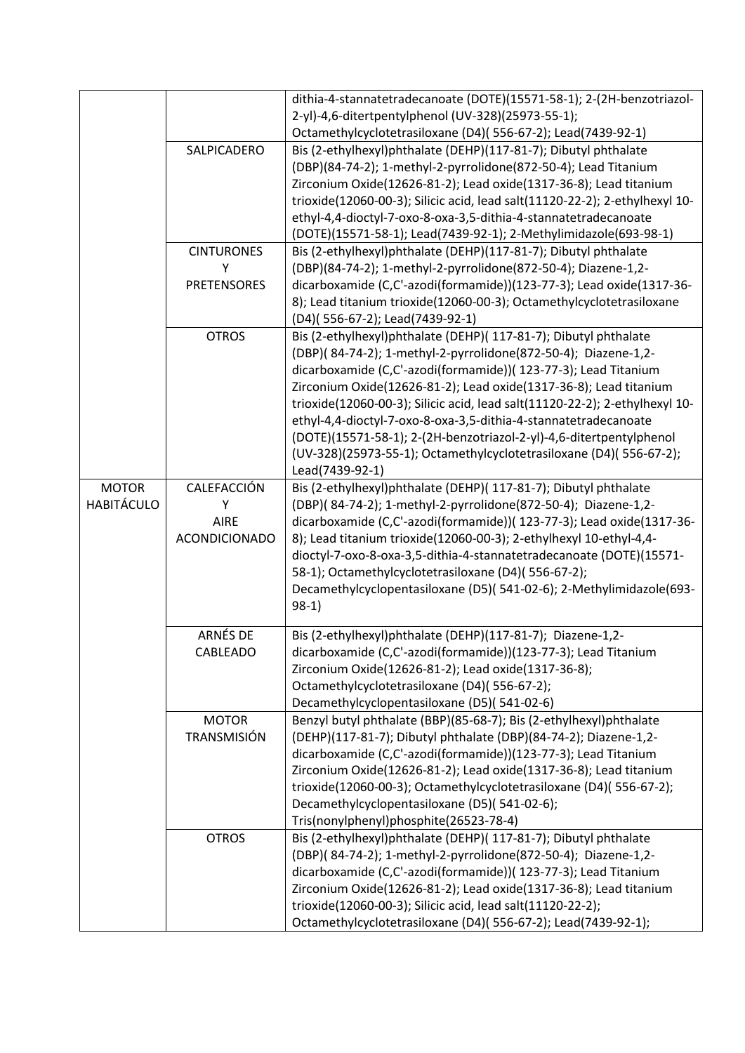| | | |
|---|---|---|
| | | dithia-4-stannatetradecanoate (DOTE)(15571-58-1); 2-(2H-benzotriazol-2-yl)-4,6-ditertpentylphenol (UV-328)(25973-55-1); Octamethylcyclotetrasiloxane (D4)( 556-67-2); Lead(7439-92-1) |
| | SALPICADERO | Bis (2-ethylhexyl)phthalate (DEHP)(117-81-7); Dibutyl phthalate (DBP)(84-74-2); 1-methyl-2-pyrrolidone(872-50-4); Lead Titanium Zirconium Oxide(12626-81-2); Lead oxide(1317-36-8); Lead titanium trioxide(12060-00-3); Silicic acid, lead salt(11120-22-2); 2-ethylhexyl 10-ethyl-4,4-dioctyl-7-oxo-8-oxa-3,5-dithia-4-stannatetradecanoate (DOTE)(15571-58-1); Lead(7439-92-1); 2-Methylimidazole(693-98-1) |
| | CINTURONES Y PRETENSORES | Bis (2-ethylhexyl)phthalate (DEHP)(117-81-7); Dibutyl phthalate (DBP)(84-74-2); 1-methyl-2-pyrrolidone(872-50-4); Diazene-1,2-dicarboxamide (C,C'-azodi(formamide))(123-77-3); Lead oxide(1317-36-8); Lead titanium trioxide(12060-00-3); Octamethylcyclotetrasiloxane (D4)( 556-67-2); Lead(7439-92-1) |
| | OTROS | Bis (2-ethylhexyl)phthalate (DEHP)( 117-81-7); Dibutyl phthalate (DBP)( 84-74-2); 1-methyl-2-pyrrolidone(872-50-4); Diazene-1,2-dicarboxamide (C,C'-azodi(formamide))( 123-77-3); Lead Titanium Zirconium Oxide(12626-81-2); Lead oxide(1317-36-8); Lead titanium trioxide(12060-00-3); Silicic acid, lead salt(11120-22-2); 2-ethylhexyl 10-ethyl-4,4-dioctyl-7-oxo-8-oxa-3,5-dithia-4-stannatetradecanoate (DOTE)(15571-58-1); 2-(2H-benzotriazol-2-yl)-4,6-ditertpentylphenol (UV-328)(25973-55-1); Octamethylcyclotetrasiloxane (D4)( 556-67-2); Lead(7439-92-1) |
| MOTOR HABITÁCULO | CALEFACCIÓN Y AIRE ACONDICIONADO | Bis (2-ethylhexyl)phthalate (DEHP)( 117-81-7); Dibutyl phthalate (DBP)( 84-74-2); 1-methyl-2-pyrrolidone(872-50-4); Diazene-1,2-dicarboxamide (C,C'-azodi(formamide))( 123-77-3); Lead oxide(1317-36-8); Lead titanium trioxide(12060-00-3); 2-ethylhexyl 10-ethyl-4,4-dioctyl-7-oxo-8-oxa-3,5-dithia-4-stannatetradecanoate (DOTE)(15571-58-1); Octamethylcyclotetrasiloxane (D4)( 556-67-2); Decamethylcyclopentasiloxane (D5)( 541-02-6); 2-Methylimidazole(693-98-1) |
| | ARNÉS DE CABLEADO | Bis (2-ethylhexyl)phthalate (DEHP)(117-81-7); Diazene-1,2-dicarboxamide (C,C'-azodi(formamide))(123-77-3); Lead Titanium Zirconium Oxide(12626-81-2); Lead oxide(1317-36-8); Octamethylcyclotetrasiloxane (D4)( 556-67-2); Decamethylcyclopentasiloxane (D5)( 541-02-6) |
| | MOTOR TRANSMISIÓN | Benzyl butyl phthalate (BBP)(85-68-7); Bis (2-ethylhexyl)phthalate (DEHP)(117-81-7); Dibutyl phthalate (DBP)(84-74-2); Diazene-1,2-dicarboxamide (C,C'-azodi(formamide))(123-77-3); Lead Titanium Zirconium Oxide(12626-81-2); Lead oxide(1317-36-8); Lead titanium trioxide(12060-00-3); Octamethylcyclotetrasiloxane (D4)( 556-67-2); Decamethylcyclopentasiloxane (D5)( 541-02-6); Tris(nonylphenyl)phosphite(26523-78-4) |
| | OTROS | Bis (2-ethylhexyl)phthalate (DEHP)( 117-81-7); Dibutyl phthalate (DBP)( 84-74-2); 1-methyl-2-pyrrolidone(872-50-4); Diazene-1,2-dicarboxamide (C,C'-azodi(formamide))( 123-77-3); Lead Titanium Zirconium Oxide(12626-81-2); Lead oxide(1317-36-8); Lead titanium trioxide(12060-00-3); Silicic acid, lead salt(11120-22-2); Octamethylcyclotetrasiloxane (D4)( 556-67-2); Lead(7439-92-1); |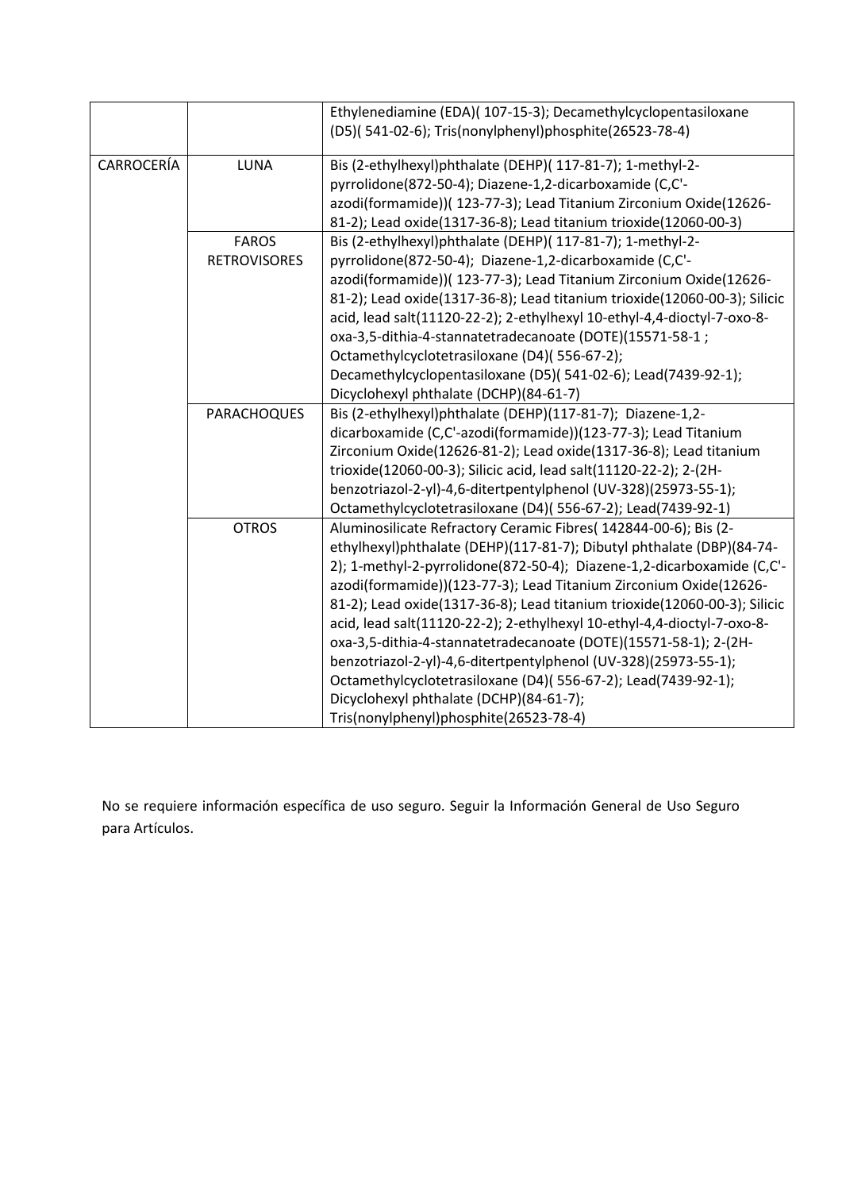| | | |
|---|---|---|
| | | Ethylenediamine (EDA)( 107-15-3); Decamethylcyclopentasiloxane (D5)( 541-02-6); Tris(nonylphenyl)phosphite(26523-78-4) |
| CARROCERÍA | LUNA | Bis (2-ethylhexyl)phthalate (DEHP)( 117-81-7); 1-methyl-2-pyrrolidone(872-50-4); Diazene-1,2-dicarboxamide (C,C'-azodi(formamide))( 123-77-3); Lead Titanium Zirconium Oxide(12626-81-2); Lead oxide(1317-36-8); Lead titanium trioxide(12060-00-3) |
| | FAROS RETROVISORES | Bis (2-ethylhexyl)phthalate (DEHP)( 117-81-7); 1-methyl-2-pyrrolidone(872-50-4); Diazene-1,2-dicarboxamide (C,C'-azodi(formamide))( 123-77-3); Lead Titanium Zirconium Oxide(12626-81-2); Lead oxide(1317-36-8); Lead titanium trioxide(12060-00-3); Silicic acid, lead salt(11120-22-2); 2-ethylhexyl 10-ethyl-4,4-dioctyl-7-oxo-8-oxa-3,5-dithia-4-stannatetradecanoate (DOTE)(15571-58-1 ; Octamethylcyclotetrasiloxane (D4)( 556-67-2); Decamethylcyclopentasiloxane (D5)( 541-02-6); Lead(7439-92-1); Dicyclohexyl phthalate (DCHP)(84-61-7) |
| | PARACHOQUES | Bis (2-ethylhexyl)phthalate (DEHP)(117-81-7); Diazene-1,2-dicarboxamide (C,C'-azodi(formamide))(123-77-3); Lead Titanium Zirconium Oxide(12626-81-2); Lead oxide(1317-36-8); Lead titanium trioxide(12060-00-3); Silicic acid, lead salt(11120-22-2); 2-(2H-benzotriazol-2-yl)-4,6-ditertpentylphenol (UV-328)(25973-55-1); Octamethylcyclotetrasiloxane (D4)( 556-67-2); Lead(7439-92-1) |
| | OTROS | Aluminosilicate Refractory Ceramic Fibres( 142844-00-6); Bis (2-ethylhexyl)phthalate (DEHP)(117-81-7); Dibutyl phthalate (DBP)(84-74-2); 1-methyl-2-pyrrolidone(872-50-4); Diazene-1,2-dicarboxamide (C,C'-azodi(formamide))(123-77-3); Lead Titanium Zirconium Oxide(12626-81-2); Lead oxide(1317-36-8); Lead titanium trioxide(12060-00-3); Silicic acid, lead salt(11120-22-2); 2-ethylhexyl 10-ethyl-4,4-dioctyl-7-oxo-8-oxa-3,5-dithia-4-stannatetradecanoate (DOTE)(15571-58-1); 2-(2H-benzotriazol-2-yl)-4,6-ditertpentylphenol (UV-328)(25973-55-1); Octamethylcyclotetrasiloxane (D4)( 556-67-2); Lead(7439-92-1); Dicyclohexyl phthalate (DCHP)(84-61-7); Tris(nonylphenyl)phosphite(26523-78-4) |

No se requiere información específica de uso seguro. Seguir la Información General de Uso Seguro para Artículos.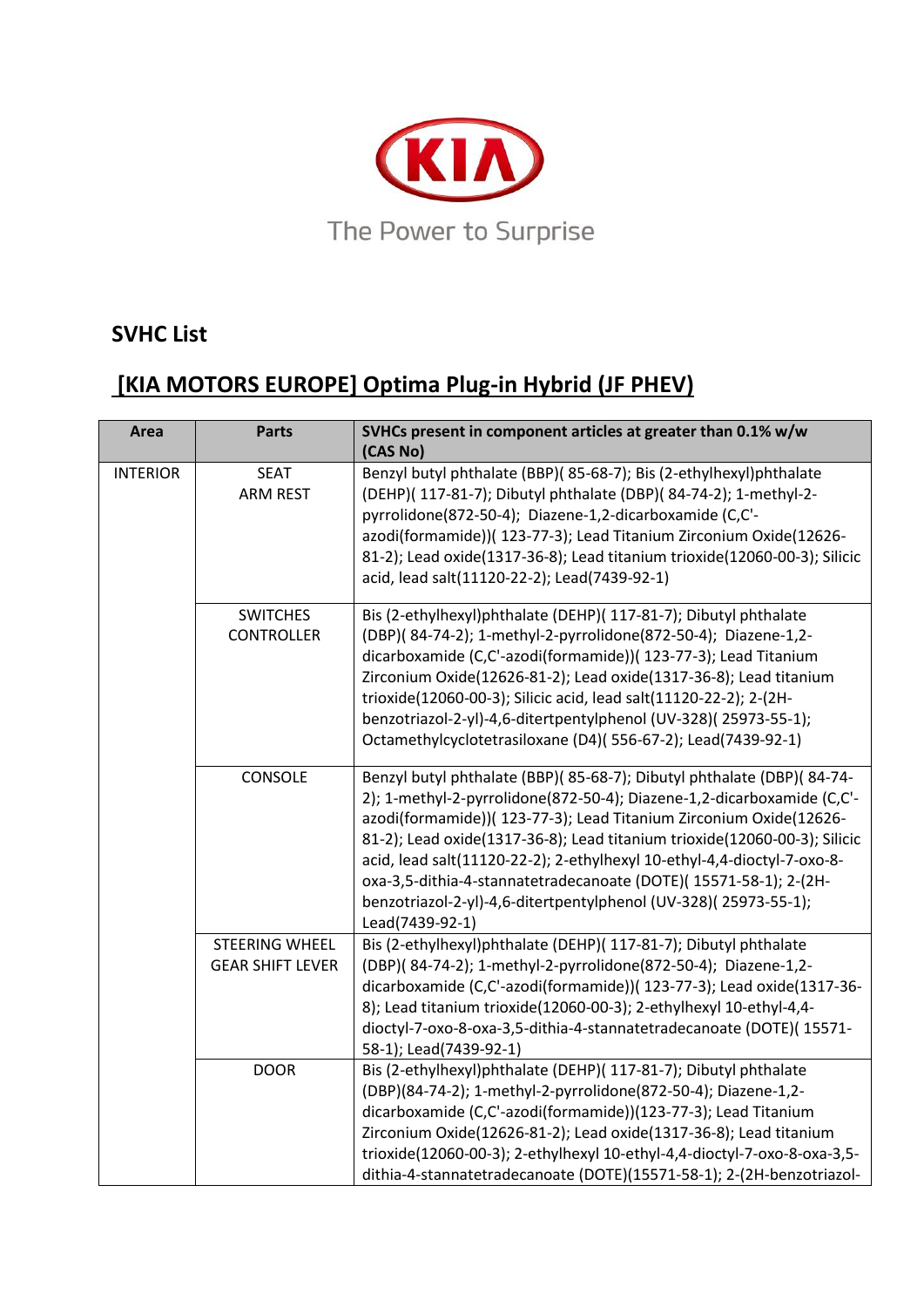The Power to Surprise

## SVHC List

## [KIA MOTORS EUROPE] Optima Plug-in Hybrid (JF PHEV)

| Area | Parts | SVHCs present in component articles at greater than 0.1% w/w (CAS No) |
|---|---|---|
| INTERIOR | SEAT<br>ARM REST | Benzyl butyl phthalate (BBP)( 85-68-7); Bis (2-ethylhexyl)phthalate (DEHP)( 117-81-7); Dibutyl phthalate (DBP)( 84-74-2); 1-methyl-2-pyrrolidone(872-50-4); Diazene-1,2-dicarboxamide (C,C'-azodi(formamide))( 123-77-3); Lead Titanium Zirconium Oxide(12626-81-2); Lead oxide(1317-36-8); Lead titanium trioxide(12060-00-3); Silicic acid, lead salt(11120-22-2); Lead(7439-92-1) |
| | SWITCHES<br>CONTROLLER | Bis (2-ethylhexyl)phthalate (DEHP)( 117-81-7); Dibutyl phthalate (DBP)( 84-74-2); 1-methyl-2-pyrrolidone(872-50-4); Diazene-1,2-dicarboxamide (C,C'-azodi(formamide))( 123-77-3); Lead Titanium Zirconium Oxide(12626-81-2); Lead oxide(1317-36-8); Lead titanium trioxide(12060-00-3); Silicic acid, lead salt(11120-22-2); 2-(2H-benzotriazol-2-yl)-4,6-ditertpentylphenol (UV-328)( 25973-55-1); Octamethylcyclotetrasiloxane (D4)( 556-67-2); Lead(7439-92-1) |
| | CONSOLE | Benzyl butyl phthalate (BBP)( 85-68-7); Dibutyl phthalate (DBP)( 84-74-2); 1-methyl-2-pyrrolidone(872-50-4); Diazene-1,2-dicarboxamide (C,C'-azodi(formamide))( 123-77-3); Lead Titanium Zirconium Oxide(12626-81-2); Lead oxide(1317-36-8); Lead titanium trioxide(12060-00-3); Silicic acid, lead salt(11120-22-2); 2-ethylhexyl 10-ethyl-4,4-dioctyl-7-oxo-8-oxa-3,5-dithia-4-stannatetradecanoate (DOTE)( 15571-58-1); 2-(2H-benzotriazol-2-yl)-4,6-ditertpentylphenol (UV-328)( 25973-55-1); Lead(7439-92-1) |
| | STEERING WHEEL<br>GEAR SHIFT LEVER | Bis (2-ethylhexyl)phthalate (DEHP)( 117-81-7); Dibutyl phthalate (DBP)( 84-74-2); 1-methyl-2-pyrrolidone(872-50-4); Diazene-1,2-dicarboxamide (C,C'-azodi(formamide))( 123-77-3); Lead oxide(1317-36-8); Lead titanium trioxide(12060-00-3); 2-ethylhexyl 10-ethyl-4,4-dioctyl-7-oxo-8-oxa-3,5-dithia-4-stannatetradecanoate (DOTE)( 15571-58-1); Lead(7439-92-1) |
| | DOOR | Bis (2-ethylhexyl)phthalate (DEHP)( 117-81-7); Dibutyl phthalate (DBP)(84-74-2); 1-methyl-2-pyrrolidone(872-50-4); Diazene-1,2-dicarboxamide (C,C'-azodi(formamide))(123-77-3); Lead Titanium Zirconium Oxide(12626-81-2); Lead oxide(1317-36-8); Lead titanium trioxide(12060-00-3); 2-ethylhexyl 10-ethyl-4,4-dioctyl-7-oxo-8-oxa-3,5-dithia-4-stannatetradecanoate (DOTE)(15571-58-1); 2-(2H-benzotriazol- |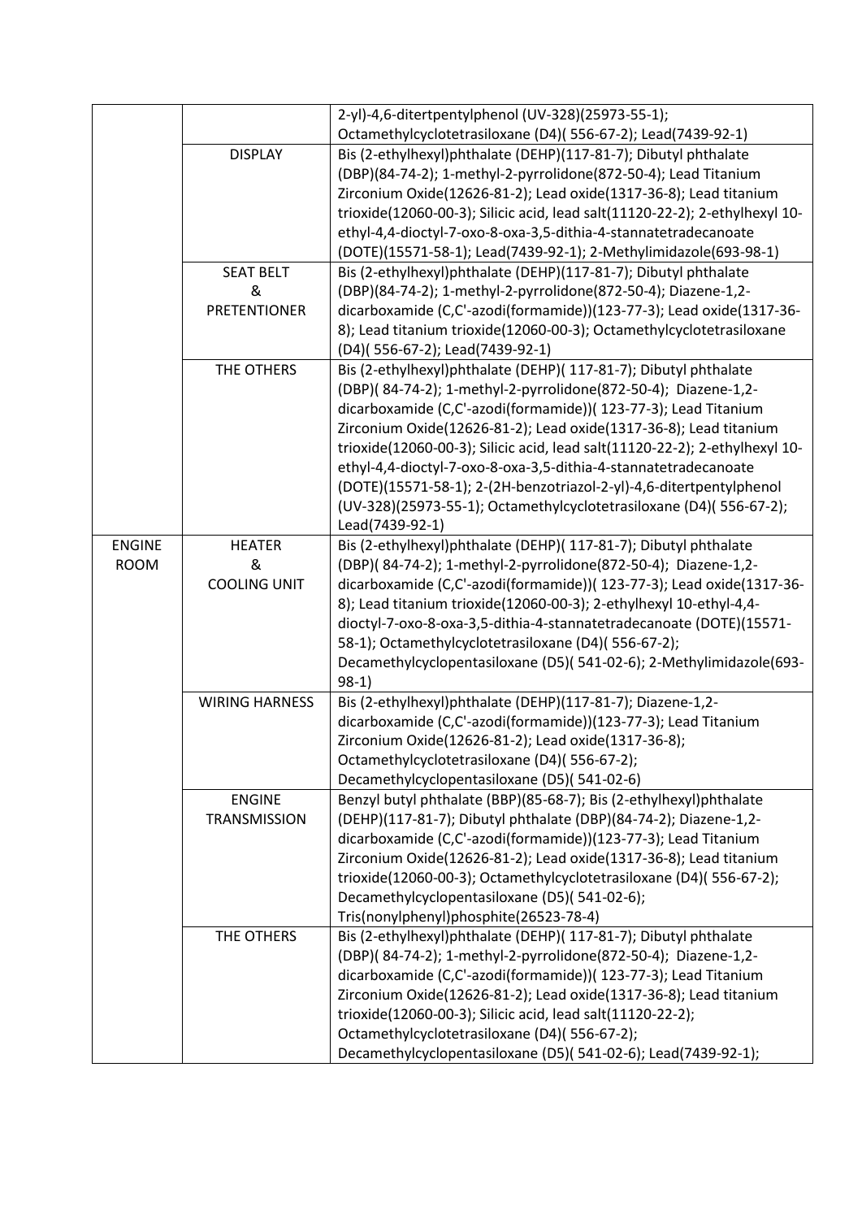| | | |
|---|---|---|
| | | 2-yl)-4,6-ditertpentylphenol (UV-328)(25973-55-1); Octamethylcyclotetrasiloxane (D4)( 556-67-2); Lead(7439-92-1) |
| | DISPLAY | Bis (2-ethylhexyl)phthalate (DEHP)(117-81-7); Dibutyl phthalate (DBP)(84-74-2); 1-methyl-2-pyrrolidone(872-50-4); Lead Titanium Zirconium Oxide(12626-81-2); Lead oxide(1317-36-8); Lead titanium trioxide(12060-00-3); Silicic acid, lead salt(11120-22-2); 2-ethylhexyl 10-ethyl-4,4-dioctyl-7-oxo-8-oxa-3,5-dithia-4-stannatetradecanoate (DOTE)(15571-58-1); Lead(7439-92-1); 2-Methylimidazole(693-98-1) |
| | SEAT BELT & PRETENTIONER | Bis (2-ethylhexyl)phthalate (DEHP)(117-81-7); Dibutyl phthalate (DBP)(84-74-2); 1-methyl-2-pyrrolidone(872-50-4); Diazene-1,2-dicarboxamide (C,C'-azodi(formamide))(123-77-3); Lead oxide(1317-36-8); Lead titanium trioxide(12060-00-3); Octamethylcyclotetrasiloxane (D4)( 556-67-2); Lead(7439-92-1) |
| | THE OTHERS | Bis (2-ethylhexyl)phthalate (DEHP)( 117-81-7); Dibutyl phthalate (DBP)( 84-74-2); 1-methyl-2-pyrrolidone(872-50-4); Diazene-1,2-dicarboxamide (C,C'-azodi(formamide))( 123-77-3); Lead Titanium Zirconium Oxide(12626-81-2); Lead oxide(1317-36-8); Lead titanium trioxide(12060-00-3); Silicic acid, lead salt(11120-22-2); 2-ethylhexyl 10-ethyl-4,4-dioctyl-7-oxo-8-oxa-3,5-dithia-4-stannatetradecanoate (DOTE)(15571-58-1); 2-(2H-benzotriazol-2-yl)-4,6-ditertpentylphenol (UV-328)(25973-55-1); Octamethylcyclotetrasiloxane (D4)( 556-67-2); Lead(7439-92-1) |
| ENGINE ROOM | HEATER & COOLING UNIT | Bis (2-ethylhexyl)phthalate (DEHP)( 117-81-7); Dibutyl phthalate (DBP)( 84-74-2); 1-methyl-2-pyrrolidone(872-50-4); Diazene-1,2-dicarboxamide (C,C'-azodi(formamide))( 123-77-3); Lead oxide(1317-36-8); Lead titanium trioxide(12060-00-3); 2-ethylhexyl 10-ethyl-4,4-dioctyl-7-oxo-8-oxa-3,5-dithia-4-stannatetradecanoate (DOTE)(15571-58-1); Octamethylcyclotetrasiloxane (D4)( 556-67-2); Decamethylcyclopentasiloxane (D5)( 541-02-6); 2-Methylimidazole(693-98-1) |
| | WIRING HARNESS | Bis (2-ethylhexyl)phthalate (DEHP)(117-81-7); Diazene-1,2-dicarboxamide (C,C'-azodi(formamide))(123-77-3); Lead Titanium Zirconium Oxide(12626-81-2); Lead oxide(1317-36-8); Octamethylcyclotetrasiloxane (D4)( 556-67-2); Decamethylcyclopentasiloxane (D5)( 541-02-6) |
| | ENGINE TRANSMISSION | Benzyl butyl phthalate (BBP)(85-68-7); Bis (2-ethylhexyl)phthalate (DEHP)(117-81-7); Dibutyl phthalate (DBP)(84-74-2); Diazene-1,2-dicarboxamide (C,C'-azodi(formamide))(123-77-3); Lead Titanium Zirconium Oxide(12626-81-2); Lead oxide(1317-36-8); Lead titanium trioxide(12060-00-3); Octamethylcyclotetrasiloxane (D4)( 556-67-2); Decamethylcyclopentasiloxane (D5)( 541-02-6); Tris(nonylphenyl)phosphite(26523-78-4) |
| | THE OTHERS | Bis (2-ethylhexyl)phthalate (DEHP)( 117-81-7); Dibutyl phthalate (DBP)( 84-74-2); 1-methyl-2-pyrrolidone(872-50-4); Diazene-1,2-dicarboxamide (C,C'-azodi(formamide))( 123-77-3); Lead Titanium Zirconium Oxide(12626-81-2); Lead oxide(1317-36-8); Lead titanium trioxide(12060-00-3); Silicic acid, lead salt(11120-22-2); Octamethylcyclotetrasiloxane (D4)( 556-67-2); Decamethylcyclopentasiloxane (D5)( 541-02-6); Lead(7439-92-1); |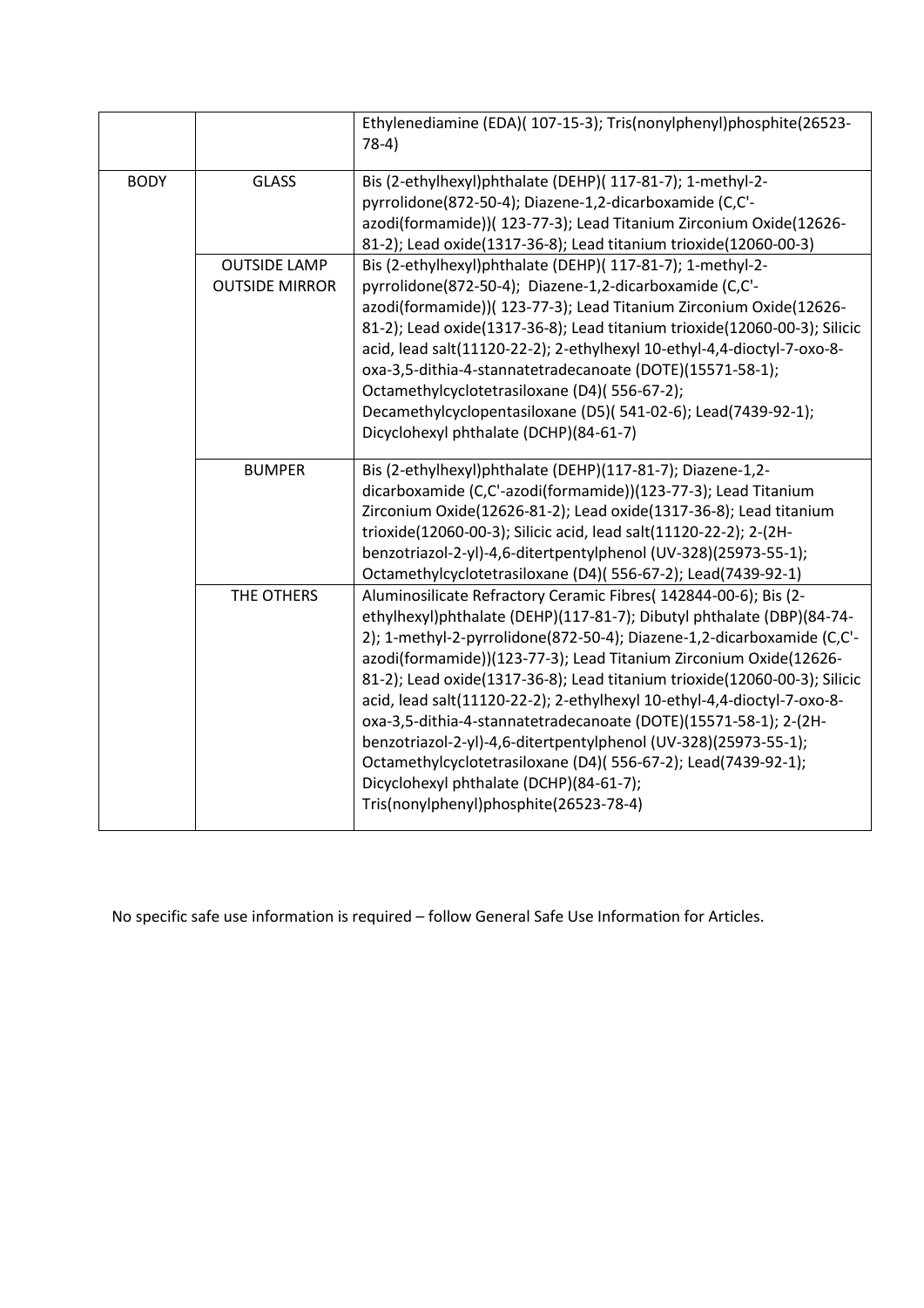| | | |
|---|---|---|
| | | Ethylenediamine (EDA)( 107-15-3); Tris(nonylphenyl)phosphite(26523-78-4) |
| BODY | GLASS | Bis (2-ethylhexyl)phthalate (DEHP)( 117-81-7); 1-methyl-2-pyrrolidone(872-50-4); Diazene-1,2-dicarboxamide (C,C'-azodi(formamide))( 123-77-3); Lead Titanium Zirconium Oxide(12626-81-2); Lead oxide(1317-36-8); Lead titanium trioxide(12060-00-3) |
| | OUTSIDE LAMP OUTSIDE MIRROR | Bis (2-ethylhexyl)phthalate (DEHP)( 117-81-7); 1-methyl-2-pyrrolidone(872-50-4); Diazene-1,2-dicarboxamide (C,C'-azodi(formamide))( 123-77-3); Lead Titanium Zirconium Oxide(12626-81-2); Lead oxide(1317-36-8); Lead titanium trioxide(12060-00-3); Silicic acid, lead salt(11120-22-2); 2-ethylhexyl 10-ethyl-4,4-dioctyl-7-oxo-8-oxa-3,5-dithia-4-stannatetradecanoate (DOTE)(15571-58-1); Octamethylcyclotetrasiloxane (D4)( 556-67-2); Decamethylcyclopentasiloxane (D5)( 541-02-6); Lead(7439-92-1); Dicyclohexyl phthalate (DCHP)(84-61-7) |
| | BUMPER | Bis (2-ethylhexyl)phthalate (DEHP)(117-81-7); Diazene-1,2-dicarboxamide (C,C'-azodi(formamide))(123-77-3); Lead Titanium Zirconium Oxide(12626-81-2); Lead oxide(1317-36-8); Lead titanium trioxide(12060-00-3); Silicic acid, lead salt(11120-22-2); 2-(2H-benzotriazol-2-yl)-4,6-ditertpentylphenol (UV-328)(25973-55-1); Octamethylcyclotetrasiloxane (D4)( 556-67-2); Lead(7439-92-1) |
| | THE OTHERS | Aluminosilicate Refractory Ceramic Fibres( 142844-00-6); Bis (2-ethylhexyl)phthalate (DEHP)(117-81-7); Dibutyl phthalate (DBP)(84-74-2); 1-methyl-2-pyrrolidone(872-50-4); Diazene-1,2-dicarboxamide (C,C'-azodi(formamide))(123-77-3); Lead Titanium Zirconium Oxide(12626-81-2); Lead oxide(1317-36-8); Lead titanium trioxide(12060-00-3); Silicic acid, lead salt(11120-22-2); 2-ethylhexyl 10-ethyl-4,4-dioctyl-7-oxo-8-oxa-3,5-dithia-4-stannatetradecanoate (DOTE)(15571-58-1); 2-(2H-benzotriazol-2-yl)-4,6-ditertpentylphenol (UV-328)(25973-55-1); Octamethylcyclotetrasiloxane (D4)( 556-67-2); Lead(7439-92-1); Dicyclohexyl phthalate (DCHP)(84-61-7); Tris(nonylphenyl)phosphite(26523-78-4) |

No specific safe use information is required – follow General Safe Use Information for Articles.